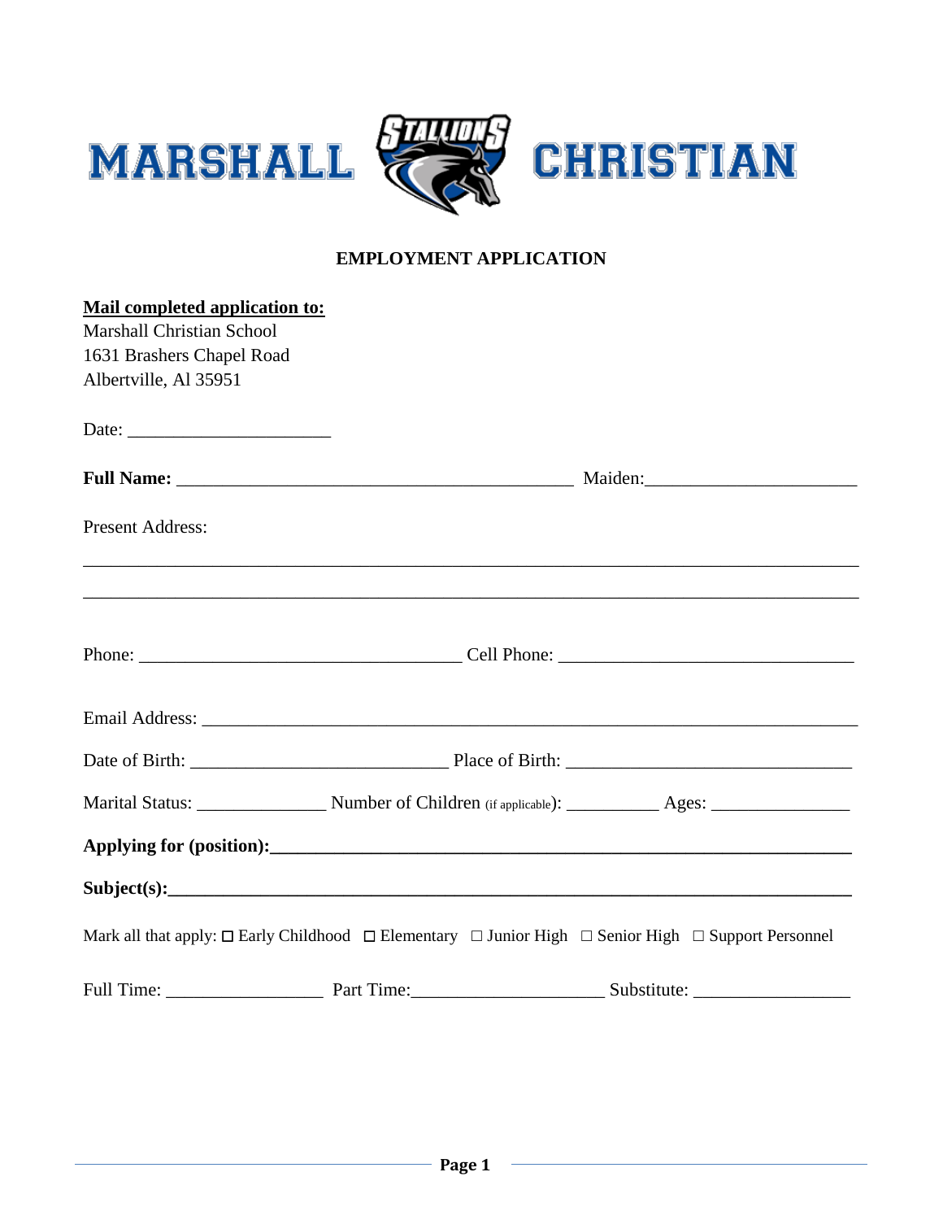# MARSHALL CHRISTIAN

## EMPLOYMENT APPLICATION

**Mail completed application to:**
Marshall Christian School
1631 Brashers Chapel Road
Albertville, Al 35951

Date: ______________________

**Full Name:** ___________________________________________ Maiden:______________________

Present Address:

___________________________________________________________________________________

___________________________________________________________________________________

Phone: ___________________________________ Cell Phone: ________________________________

Email Address: ______________________________________________________________________

Date of Birth: ___________________________ Place of Birth: ______________________________

Marital Status: ______________ Number of Children (if applicable): __________ Ages: ______________

**Applying for (position):_____________________________________________________________**

**Subject(s):__________________________________________________________________________**

Mark all that apply: ☐ Early Childhood ☐ Elementary ☐ Junior High ☐ Senior High ☐ Support Personnel

Full Time: _________________ Part Time:____________________ Substitute: _________________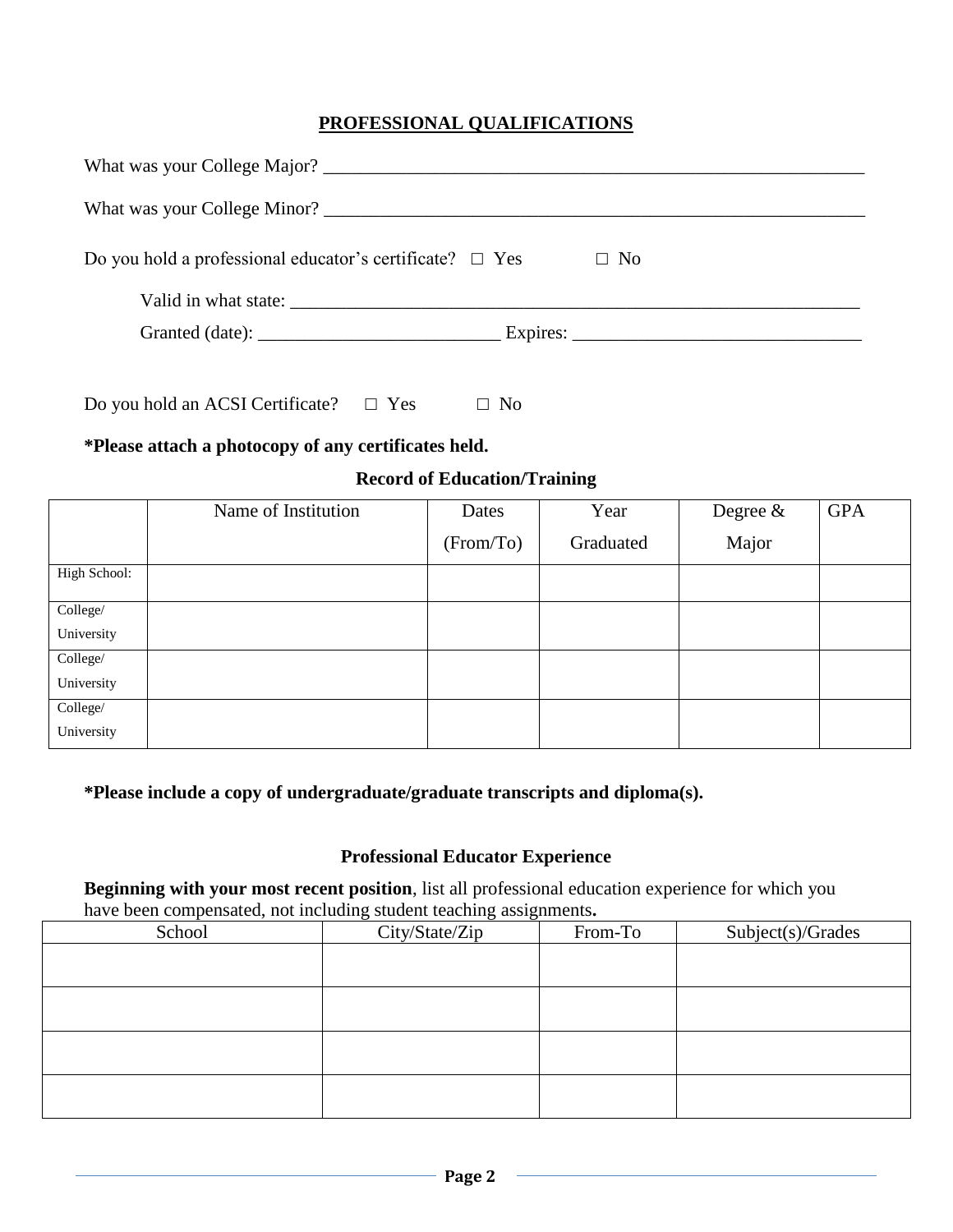## PROFESSIONAL QUALIFICATIONS

What was your College Major? ___________________________________________________________

What was your College Minor? ___________________________________________________________

Do you hold a professional educator's certificate? □ Yes □ No

Valid in what state: ___________________________________________________________

Granted (date): __________________________ Expires: _______________________________

Do you hold an ACSI Certificate? □ Yes □ No

**\*Please attach a photocopy of any certificates held.**

### Record of Education/Training

| | Name of Institution | Dates (From/To) | Year Graduated | Degree & Major | GPA |
|---|---|---|---|---|---|
| High School: | | | | | |
| College/ University | | | | | |
| College/ University | | | | | |
| College/ University | | | | | |

**\*Please include a copy of undergraduate/graduate transcripts and diploma(s).**

### Professional Educator Experience

**Beginning with your most recent position**, list all professional education experience for which you have been compensated, not including student teaching assignments**.**

| School | City/State/Zip | From-To | Subject(s)/Grades |
|---|---|---|---|
| | | | |
| | | | |
| | | | |
| | | | |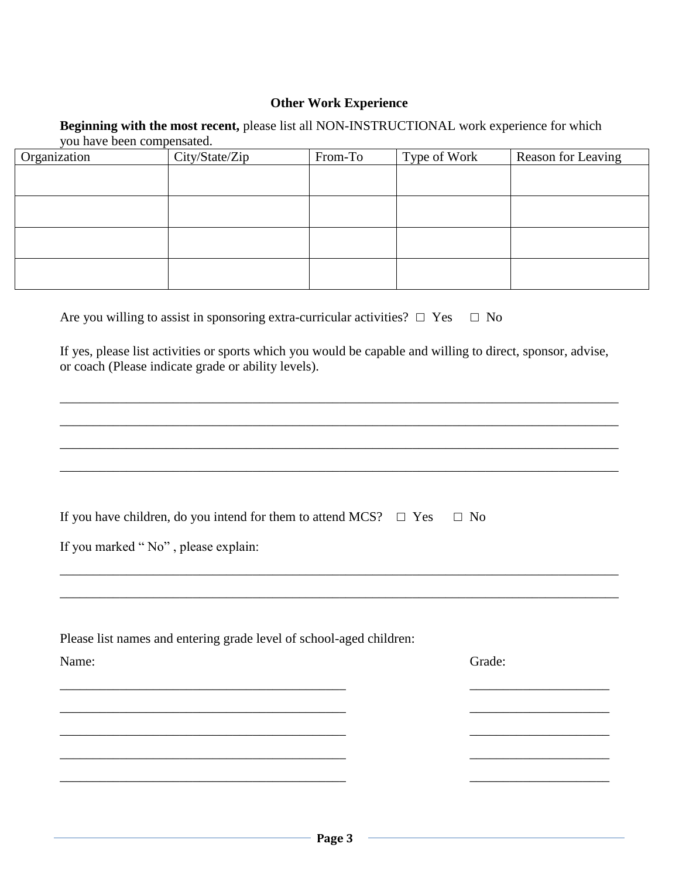## Other Work Experience

**Beginning with the most recent,** please list all NON-INSTRUCTIONAL work experience for which you have been compensated.

| Organization | City/State/Zip | From-To | Type of Work | Reason for Leaving |
|---|---|---|---|---|
| | | | | |
| | | | | |
| | | | | |
| | | | | |

Are you willing to assist in sponsoring extra-curricular activities? □ Yes □ No

If yes, please list activities or sports which you would be capable and willing to direct, sponsor, advise, or coach (Please indicate grade or ability levels).

_______________________________________________________________________________

_______________________________________________________________________________

_______________________________________________________________________________

_______________________________________________________________________________

If you have children, do you intend for them to attend MCS? □ Yes □ No

If you marked " No" , please explain:

_______________________________________________________________________________

_______________________________________________________________________________

Please list names and entering grade level of school-aged children:

| Name: | Grade: |
|---|---|
| ________________________________________ | ____________________ |
| ________________________________________ | ____________________ |
| ________________________________________ | ____________________ |
| ________________________________________ | ____________________ |
| ________________________________________ | ____________________ |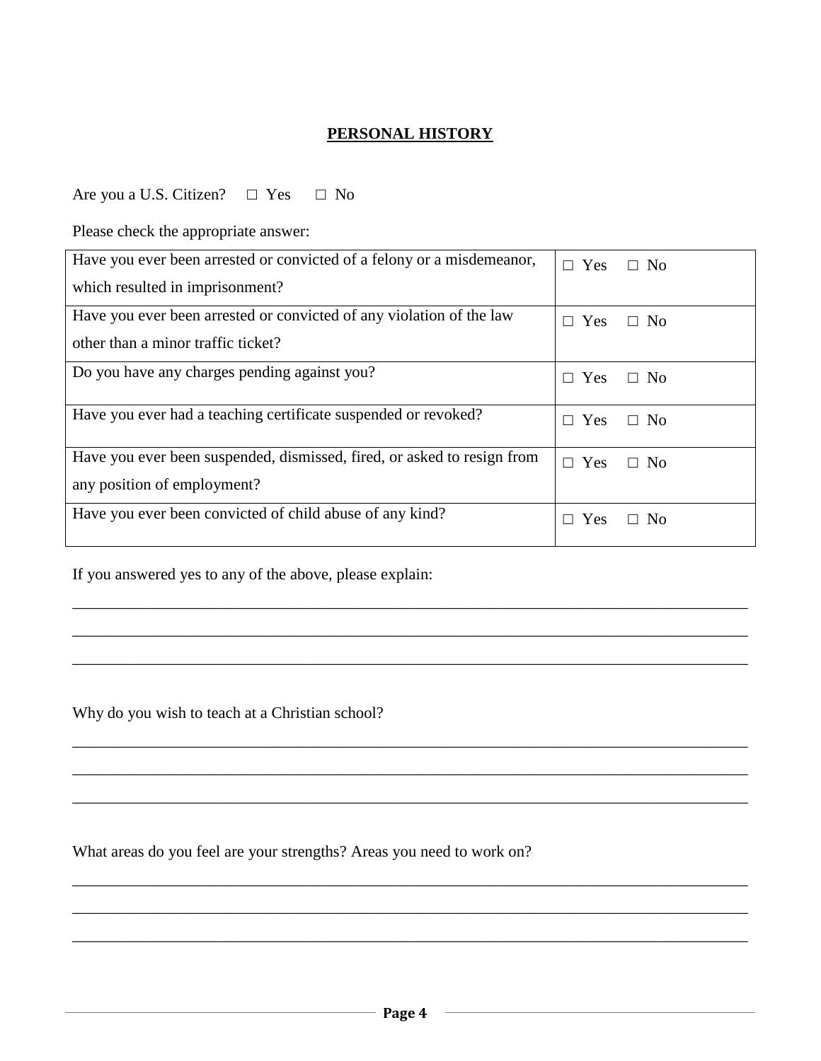## PERSONAL HISTORY

Are you a U.S. Citizen? □ Yes □ No

Please check the appropriate answer:

| Question | Answer |
|---|---|
| Have you ever been arrested or convicted of a felony or a misdemeanor, which resulted in imprisonment? | □ Yes □ No |
| Have you ever been arrested or convicted of any violation of the law other than a minor traffic ticket? | □ Yes □ No |
| Do you have any charges pending against you? | □ Yes □ No |
| Have you ever had a teaching certificate suspended or revoked? | □ Yes □ No |
| Have you ever been suspended, dismissed, fired, or asked to resign from any position of employment? | □ Yes □ No |
| Have you ever been convicted of child abuse of any kind? | □ Yes □ No |

If you answered yes to any of the above, please explain:

______________________________________________________________________________

______________________________________________________________________________

______________________________________________________________________________

Why do you wish to teach at a Christian school?

______________________________________________________________________________

______________________________________________________________________________

______________________________________________________________________________

What areas do you feel are your strengths? Areas you need to work on?

______________________________________________________________________________

______________________________________________________________________________

______________________________________________________________________________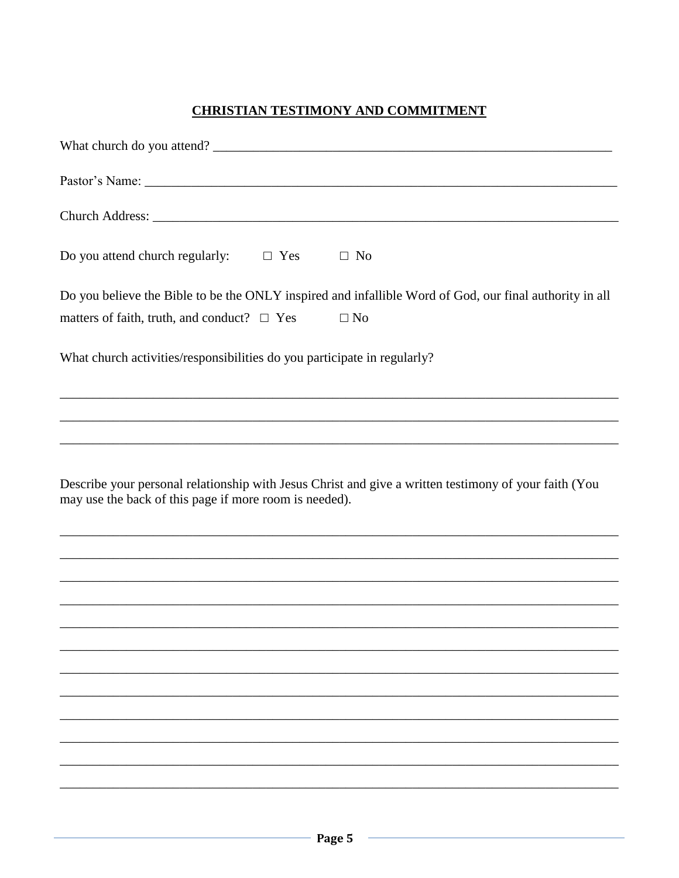## CHRISTIAN TESTIMONY AND COMMITMENT

What church do you attend? ______________________________________________________________

Pastor's Name: ___________________________________________________________________________

Church Address: __________________________________________________________________________

Do you attend church regularly: □ Yes □ No

Do you believe the Bible to be the ONLY inspired and infallible Word of God, our final authority in all matters of faith, truth, and conduct? □ Yes □ No

What church activities/responsibilities do you participate in regularly?

________________________________________________________________________________

________________________________________________________________________________

________________________________________________________________________________

Describe your personal relationship with Jesus Christ and give a written testimony of your faith (You may use the back of this page if more room is needed).

________________________________________________________________________________

________________________________________________________________________________

________________________________________________________________________________

________________________________________________________________________________

________________________________________________________________________________

________________________________________________________________________________

________________________________________________________________________________

________________________________________________________________________________

________________________________________________________________________________

________________________________________________________________________________

________________________________________________________________________________

________________________________________________________________________________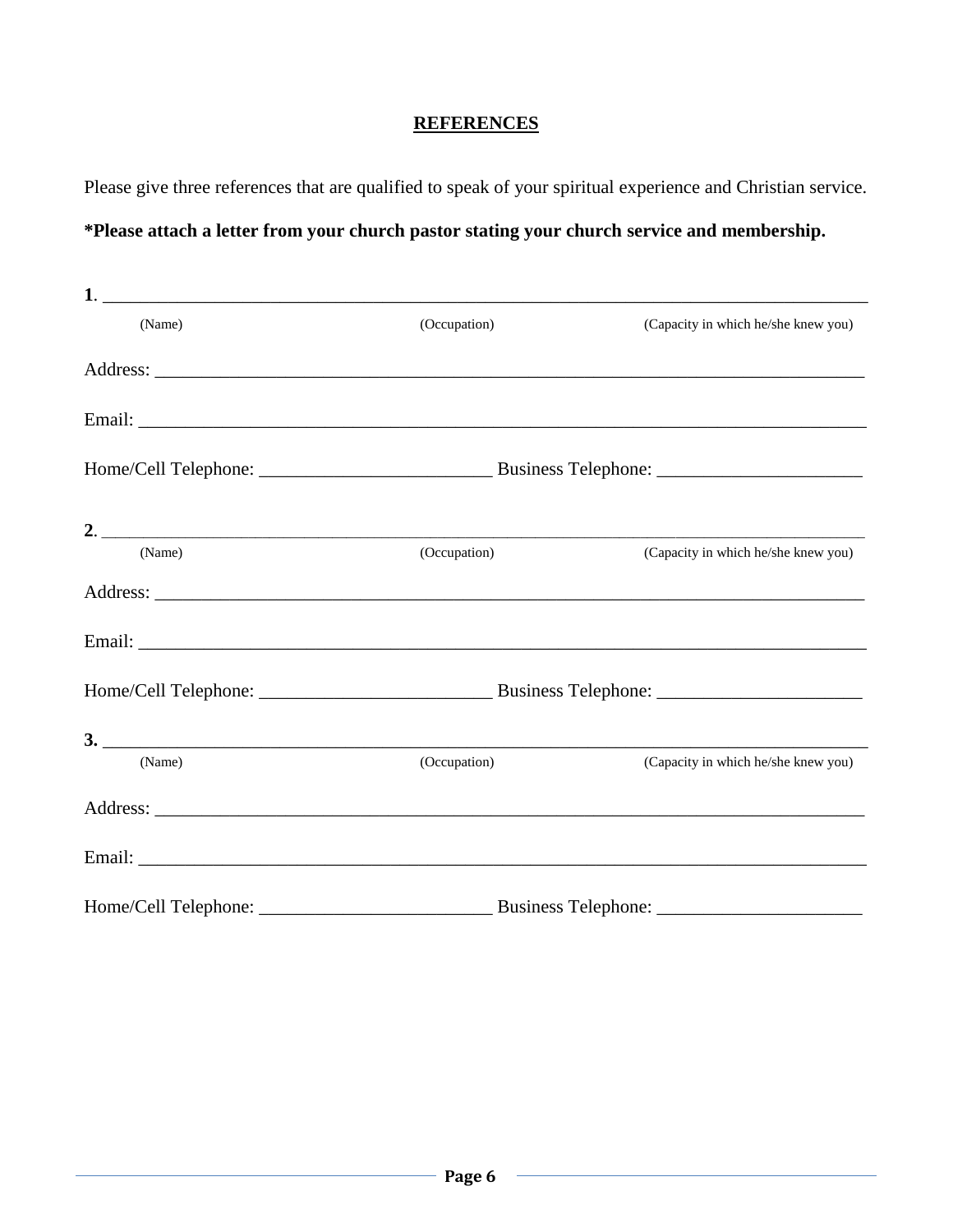## REFERENCES

Please give three references that are qualified to speak of your spiritual experience and Christian service.

**\*Please attach a letter from your church pastor stating your church service and membership.**

**1**. \_\_\_\_\_\_\_\_\_\_\_\_\_\_\_\_\_\_\_\_\_\_\_\_\_\_\_\_\_\_\_\_\_\_\_\_\_\_\_\_\_\_\_\_\_\_\_\_\_\_\_\_\_\_\_\_\_\_\_\_\_\_\_\_\_\_\_\_\_\_\_\_\_\_\_\_\_\_

(Name) (Occupation) (Capacity in which he/she knew you)

Address: \_\_\_\_\_\_\_\_\_\_\_\_\_\_\_\_\_\_\_\_\_\_\_\_\_\_\_\_\_\_\_\_\_\_\_\_\_\_\_\_\_\_\_\_\_\_\_\_\_\_\_\_\_\_\_\_\_\_\_\_\_\_\_\_\_\_\_\_\_\_\_\_

Email: \_\_\_\_\_\_\_\_\_\_\_\_\_\_\_\_\_\_\_\_\_\_\_\_\_\_\_\_\_\_\_\_\_\_\_\_\_\_\_\_\_\_\_\_\_\_\_\_\_\_\_\_\_\_\_\_\_\_\_\_\_\_\_\_\_\_\_\_\_\_\_\_\_\_

Home/Cell Telephone: \_\_\_\_\_\_\_\_\_\_\_\_\_\_\_\_\_\_\_\_\_\_\_\_\_\_ Business Telephone: \_\_\_\_\_\_\_\_\_\_\_\_\_\_\_\_\_\_\_\_\_\_

**2**. \_\_\_\_\_\_\_\_\_\_\_\_\_\_\_\_\_\_\_\_\_\_\_\_\_\_\_\_\_\_\_\_\_\_\_\_\_\_\_\_\_\_\_\_\_\_\_\_\_\_\_\_\_\_\_\_\_\_\_\_\_\_\_\_\_\_\_\_\_\_\_\_\_\_\_\_\_\_

(Name) (Occupation) (Capacity in which he/she knew you)

Address: \_\_\_\_\_\_\_\_\_\_\_\_\_\_\_\_\_\_\_\_\_\_\_\_\_\_\_\_\_\_\_\_\_\_\_\_\_\_\_\_\_\_\_\_\_\_\_\_\_\_\_\_\_\_\_\_\_\_\_\_\_\_\_\_\_\_\_\_\_\_\_\_

Email: \_\_\_\_\_\_\_\_\_\_\_\_\_\_\_\_\_\_\_\_\_\_\_\_\_\_\_\_\_\_\_\_\_\_\_\_\_\_\_\_\_\_\_\_\_\_\_\_\_\_\_\_\_\_\_\_\_\_\_\_\_\_\_\_\_\_\_\_\_\_\_\_\_\_

Home/Cell Telephone: \_\_\_\_\_\_\_\_\_\_\_\_\_\_\_\_\_\_\_\_\_\_\_\_\_\_ Business Telephone: \_\_\_\_\_\_\_\_\_\_\_\_\_\_\_\_\_\_\_\_\_\_

**3.** \_\_\_\_\_\_\_\_\_\_\_\_\_\_\_\_\_\_\_\_\_\_\_\_\_\_\_\_\_\_\_\_\_\_\_\_\_\_\_\_\_\_\_\_\_\_\_\_\_\_\_\_\_\_\_\_\_\_\_\_\_\_\_\_\_\_\_\_\_\_\_\_\_\_\_\_\_\_

(Name) (Occupation) (Capacity in which he/she knew you)

Address: \_\_\_\_\_\_\_\_\_\_\_\_\_\_\_\_\_\_\_\_\_\_\_\_\_\_\_\_\_\_\_\_\_\_\_\_\_\_\_\_\_\_\_\_\_\_\_\_\_\_\_\_\_\_\_\_\_\_\_\_\_\_\_\_\_\_\_\_\_\_\_\_

Email: \_\_\_\_\_\_\_\_\_\_\_\_\_\_\_\_\_\_\_\_\_\_\_\_\_\_\_\_\_\_\_\_\_\_\_\_\_\_\_\_\_\_\_\_\_\_\_\_\_\_\_\_\_\_\_\_\_\_\_\_\_\_\_\_\_\_\_\_\_\_\_\_\_\_

Home/Cell Telephone: \_\_\_\_\_\_\_\_\_\_\_\_\_\_\_\_\_\_\_\_\_\_\_\_\_\_ Business Telephone: \_\_\_\_\_\_\_\_\_\_\_\_\_\_\_\_\_\_\_\_\_\_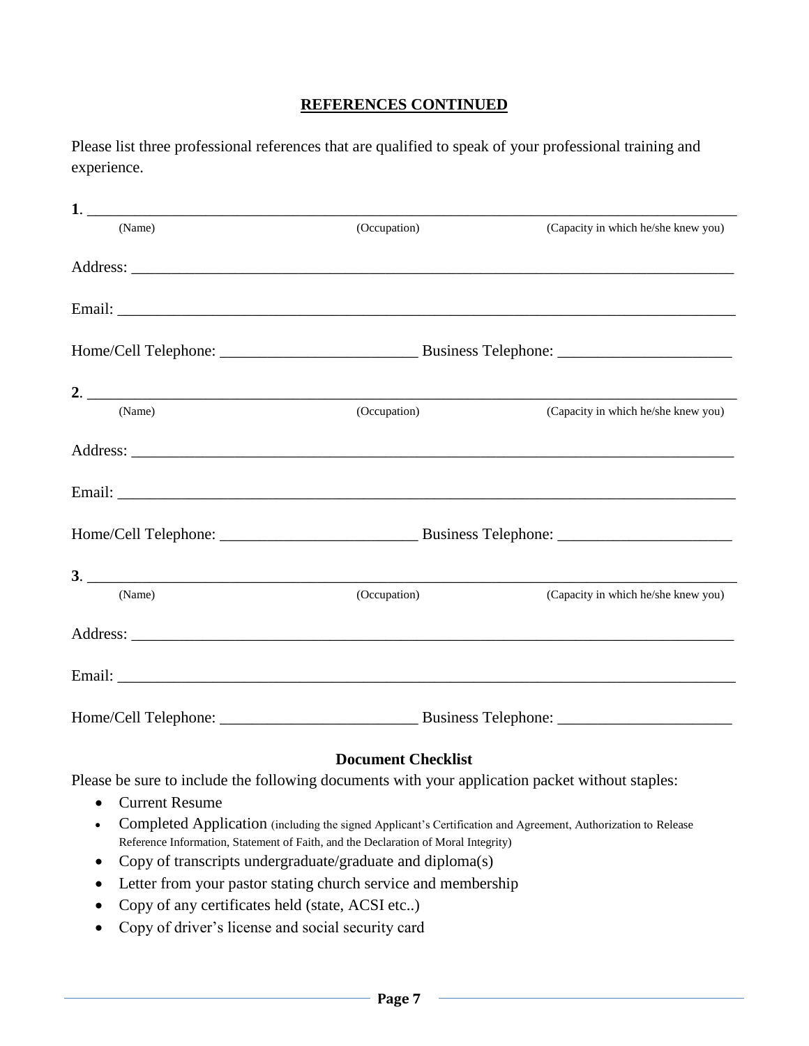## REFERENCES CONTINUED

Please list three professional references that are qualified to speak of your professional training and experience.

**1**. ______________________________________________________________________________

(Name) (Occupation) (Capacity in which he/she knew you)

Address: ____________________________________________________________________________

Email: ______________________________________________________________________________

Home/Cell Telephone: _________________________ Business Telephone: ______________________

**2**. ______________________________________________________________________________

(Name) (Occupation) (Capacity in which he/she knew you)

Address: ____________________________________________________________________________

Email: ______________________________________________________________________________

Home/Cell Telephone: _________________________ Business Telephone: ______________________

**3**. ______________________________________________________________________________

(Name) (Occupation) (Capacity in which he/she knew you)

Address: ____________________________________________________________________________

Email: ______________________________________________________________________________

Home/Cell Telephone: _________________________ Business Telephone: ______________________

### Document Checklist

Please be sure to include the following documents with your application packet without staples:

- Current Resume
- Completed Application (including the signed Applicant's Certification and Agreement, Authorization to Release Reference Information, Statement of Faith, and the Declaration of Moral Integrity)
- Copy of transcripts undergraduate/graduate and diploma(s)
- Letter from your pastor stating church service and membership
- Copy of any certificates held (state, ACSI etc..)
- Copy of driver's license and social security card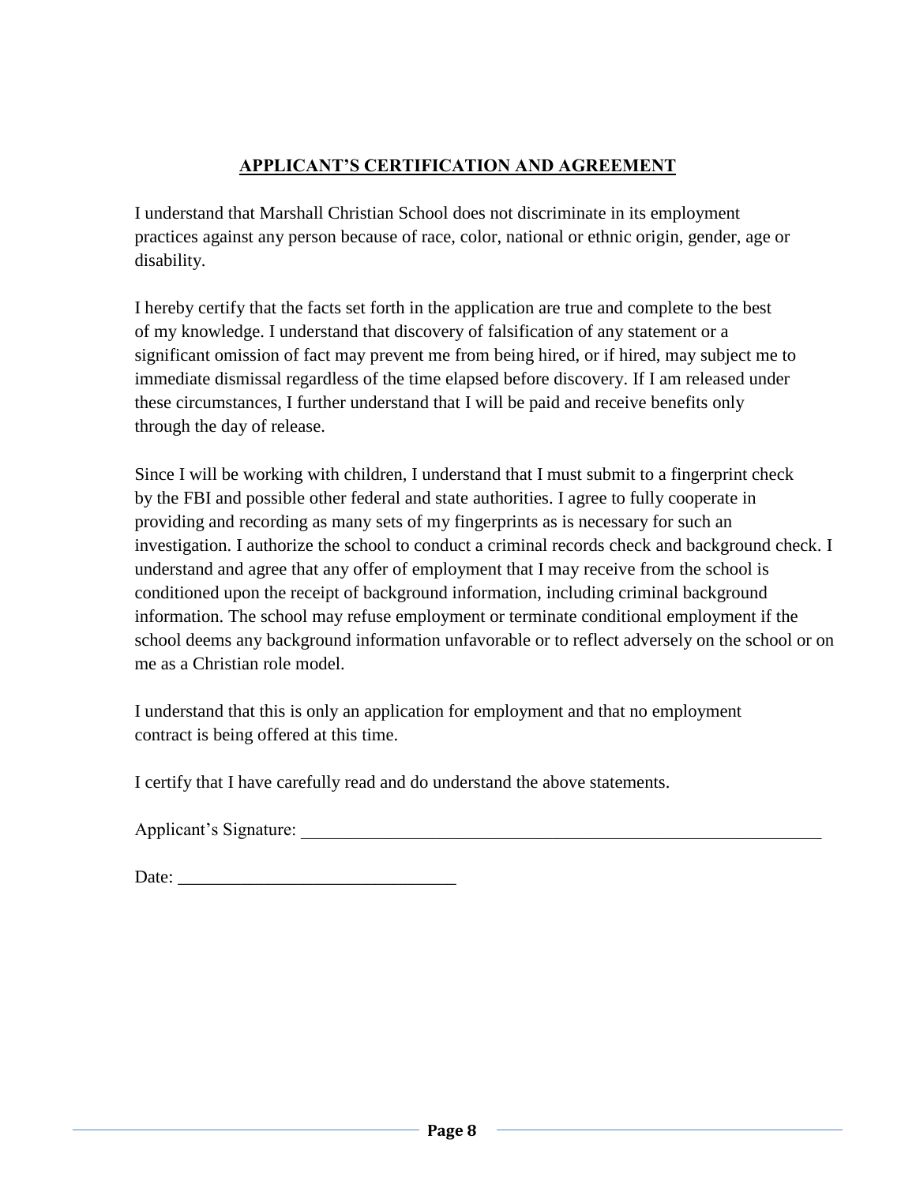## APPLICANT'S CERTIFICATION AND AGREEMENT

I understand that Marshall Christian School does not discriminate in its employment practices against any person because of race, color, national or ethnic origin, gender, age or disability.

I hereby certify that the facts set forth in the application are true and complete to the best of my knowledge. I understand that discovery of falsification of any statement or a significant omission of fact may prevent me from being hired, or if hired, may subject me to immediate dismissal regardless of the time elapsed before discovery. If I am released under these circumstances, I further understand that I will be paid and receive benefits only through the day of release.

Since I will be working with children, I understand that I must submit to a fingerprint check by the FBI and possible other federal and state authorities. I agree to fully cooperate in providing and recording as many sets of my fingerprints as is necessary for such an investigation. I authorize the school to conduct a criminal records check and background check. I understand and agree that any offer of employment that I may receive from the school is conditioned upon the receipt of background information, including criminal background information. The school may refuse employment or terminate conditional employment if the school deems any background information unfavorable or to reflect adversely on the school or on me as a Christian role model.

I understand that this is only an application for employment and that no employment contract is being offered at this time.

I certify that I have carefully read and do understand the above statements.

Applicant's Signature: ______________________________________________________________

Date: _______________________________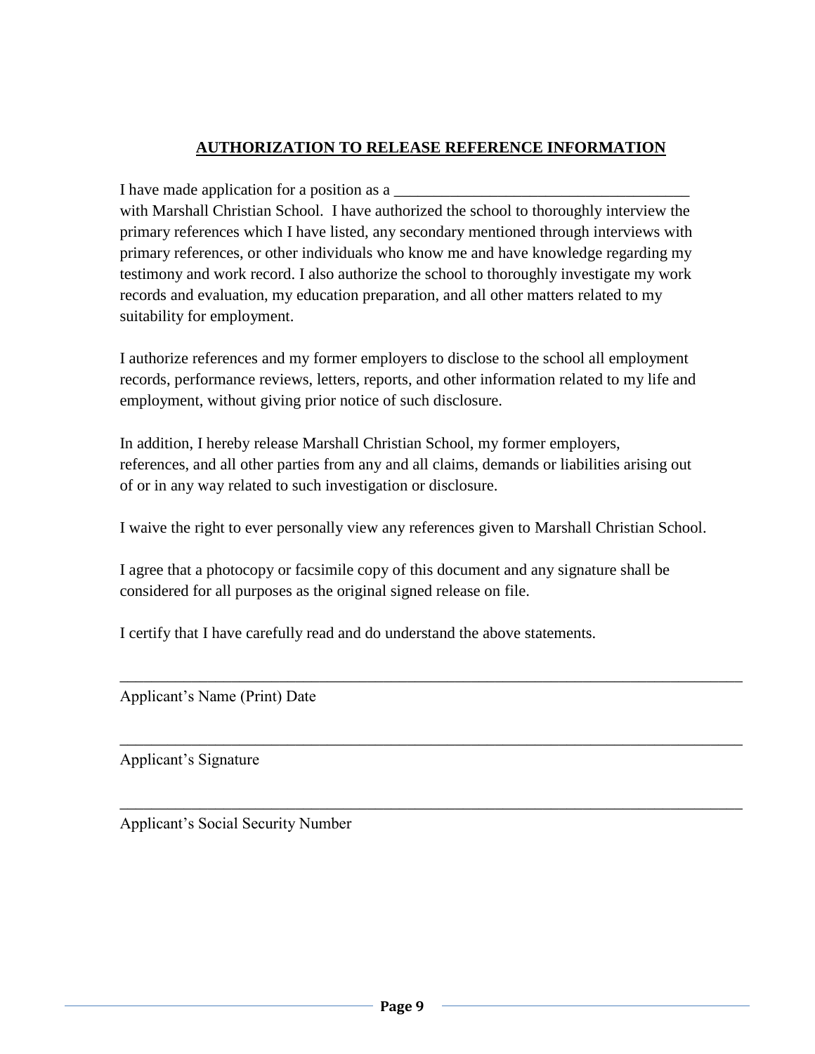**AUTHORIZATION TO RELEASE REFERENCE INFORMATION**

I have made application for a position as a _____________________________________ with Marshall Christian School. I have authorized the school to thoroughly interview the primary references which I have listed, any secondary mentioned through interviews with primary references, or other individuals who know me and have knowledge regarding my testimony and work record. I also authorize the school to thoroughly investigate my work records and evaluation, my education preparation, and all other matters related to my suitability for employment.

I authorize references and my former employers to disclose to the school all employment records, performance reviews, letters, reports, and other information related to my life and employment, without giving prior notice of such disclosure.

In addition, I hereby release Marshall Christian School, my former employers, references, and all other parties from any and all claims, demands or liabilities arising out of or in any way related to such investigation or disclosure.

I waive the right to ever personally view any references given to Marshall Christian School.

I agree that a photocopy or facsimile copy of this document and any signature shall be considered for all purposes as the original signed release on file.

I certify that I have carefully read and do understand the above statements.

_______________________________________________________________________________

Applicant's Name (Print) Date

_______________________________________________________________________________

Applicant's Signature

_______________________________________________________________________________

Applicant's Social Security Number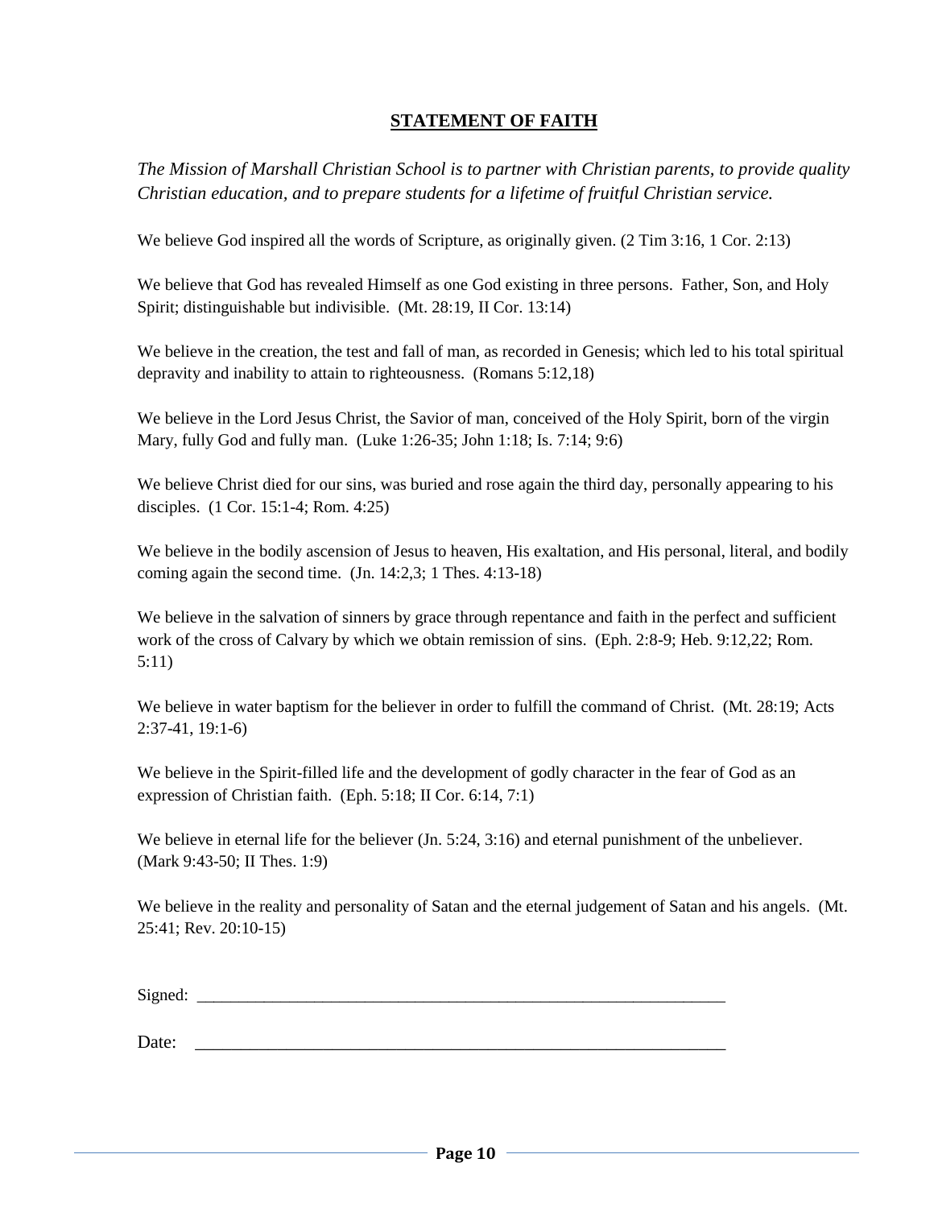## STATEMENT OF FAITH

*The Mission of Marshall Christian School is to partner with Christian parents, to provide quality Christian education, and to prepare students for a lifetime of fruitful Christian service.*

We believe God inspired all the words of Scripture, as originally given. (2 Tim 3:16, 1 Cor. 2:13)

We believe that God has revealed Himself as one God existing in three persons. Father, Son, and Holy Spirit; distinguishable but indivisible. (Mt. 28:19, II Cor. 13:14)

We believe in the creation, the test and fall of man, as recorded in Genesis; which led to his total spiritual depravity and inability to attain to righteousness. (Romans 5:12,18)

We believe in the Lord Jesus Christ, the Savior of man, conceived of the Holy Spirit, born of the virgin Mary, fully God and fully man. (Luke 1:26-35; John 1:18; Is. 7:14; 9:6)

We believe Christ died for our sins, was buried and rose again the third day, personally appearing to his disciples. (1 Cor. 15:1-4; Rom. 4:25)

We believe in the bodily ascension of Jesus to heaven, His exaltation, and His personal, literal, and bodily coming again the second time. (Jn. 14:2,3; 1 Thes. 4:13-18)

We believe in the salvation of sinners by grace through repentance and faith in the perfect and sufficient work of the cross of Calvary by which we obtain remission of sins. (Eph. 2:8-9; Heb. 9:12,22; Rom. 5:11)

We believe in water baptism for the believer in order to fulfill the command of Christ. (Mt. 28:19; Acts 2:37-41, 19:1-6)

We believe in the Spirit-filled life and the development of godly character in the fear of God as an expression of Christian faith. (Eph. 5:18; II Cor. 6:14, 7:1)

We believe in eternal life for the believer (Jn. 5:24, 3:16) and eternal punishment of the unbeliever. (Mark 9:43-50; II Thes. 1:9)

We believe in the reality and personality of Satan and the eternal judgement of Satan and his angels. (Mt. 25:41; Rev. 20:10-15)

Signed: _______________________________________________________________

Date: _______________________________________________________________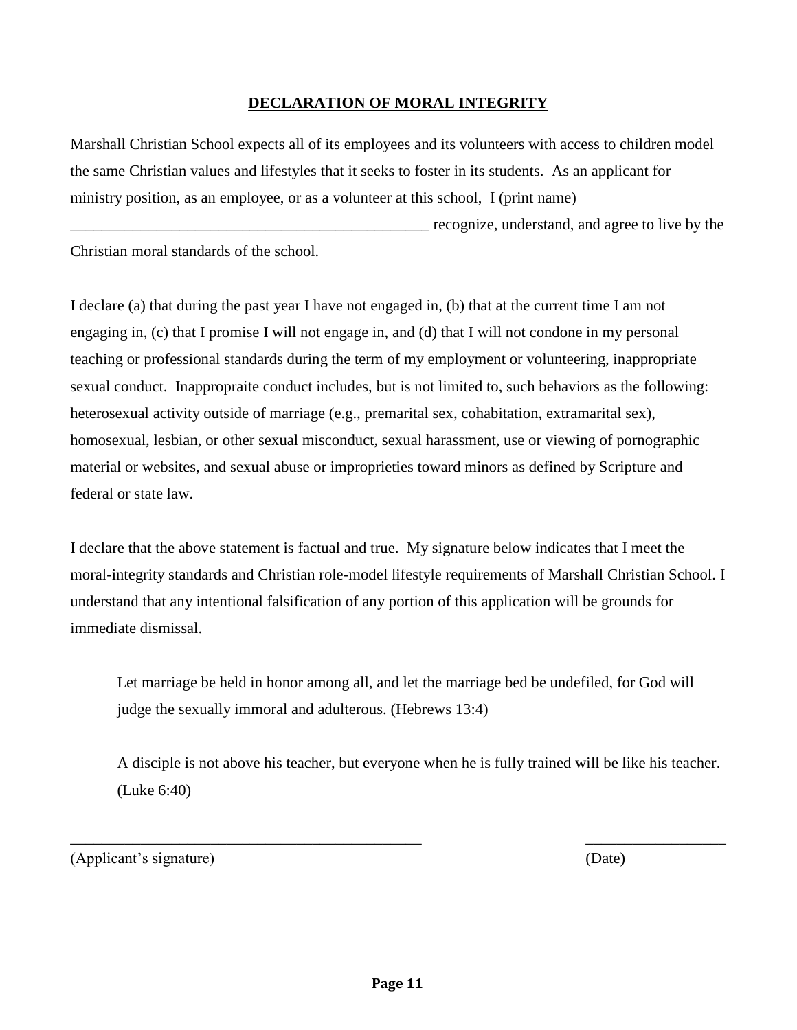**DECLARATION OF MORAL INTEGRITY**

Marshall Christian School expects all of its employees and its volunteers with access to children model the same Christian values and lifestyles that it seeks to foster in its students. As an applicant for ministry position, as an employee, or as a volunteer at this school, I (print name) ______________________________________________ recognize, understand, and agree to live by the Christian moral standards of the school.

I declare (a) that during the past year I have not engaged in, (b) that at the current time I am not engaging in, (c) that I promise I will not engage in, and (d) that I will not condone in my personal teaching or professional standards during the term of my employment or volunteering, inappropriate sexual conduct. Inappropraite conduct includes, but is not limited to, such behaviors as the following: heterosexual activity outside of marriage (e.g., premarital sex, cohabitation, extramarital sex), homosexual, lesbian, or other sexual misconduct, sexual harassment, use or viewing of pornographic material or websites, and sexual abuse or improprieties toward minors as defined by Scripture and federal or state law.

I declare that the above statement is factual and true. My signature below indicates that I meet the moral-integrity standards and Christian role-model lifestyle requirements of Marshall Christian School. I understand that any intentional falsification of any portion of this application will be grounds for immediate dismissal.

> Let marriage be held in honor among all, and let the marriage bed be undefiled, for God will judge the sexually immoral and adulterous. (Hebrews 13:4)
>
> A disciple is not above his teacher, but everyone when he is fully trained will be like his teacher. (Luke 6:40)

______________________________________________ ______________________

(Applicant's signature) (Date)